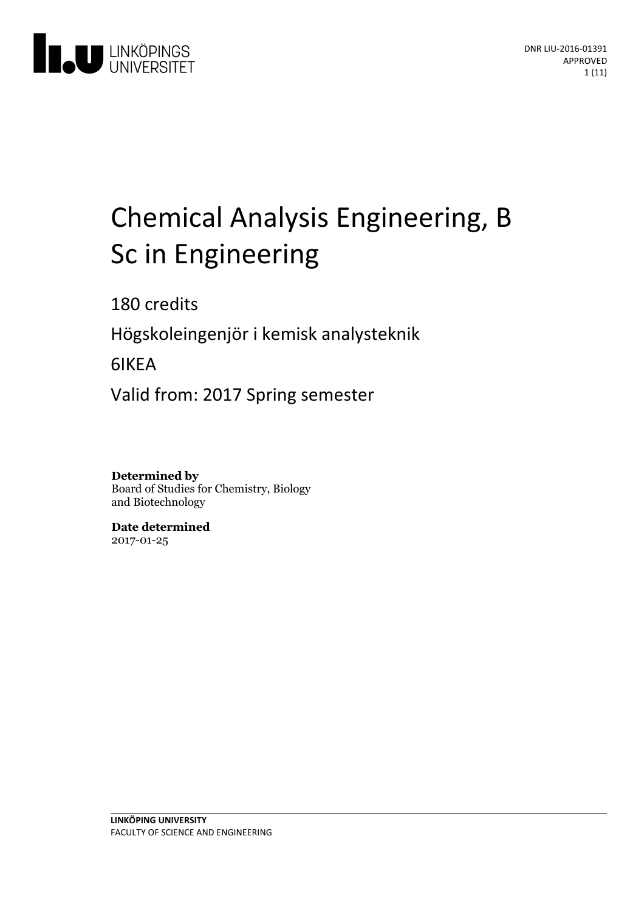DNR LIU-2016-01391
APPROVED

# Chemical Analysis Engineering, B Sc in Engineering

180 credits

Högskoleingenjör i kemisk analysteknik

6IKEA

Valid from: 2017 Spring semester

**Determined by**
Board of Studies for Chemistry, Biology and Biotechnology

**Date determined**
2017-01-25

**LINKÖPING UNIVERSITY**
FACULTY OF SCIENCE AND ENGINEERING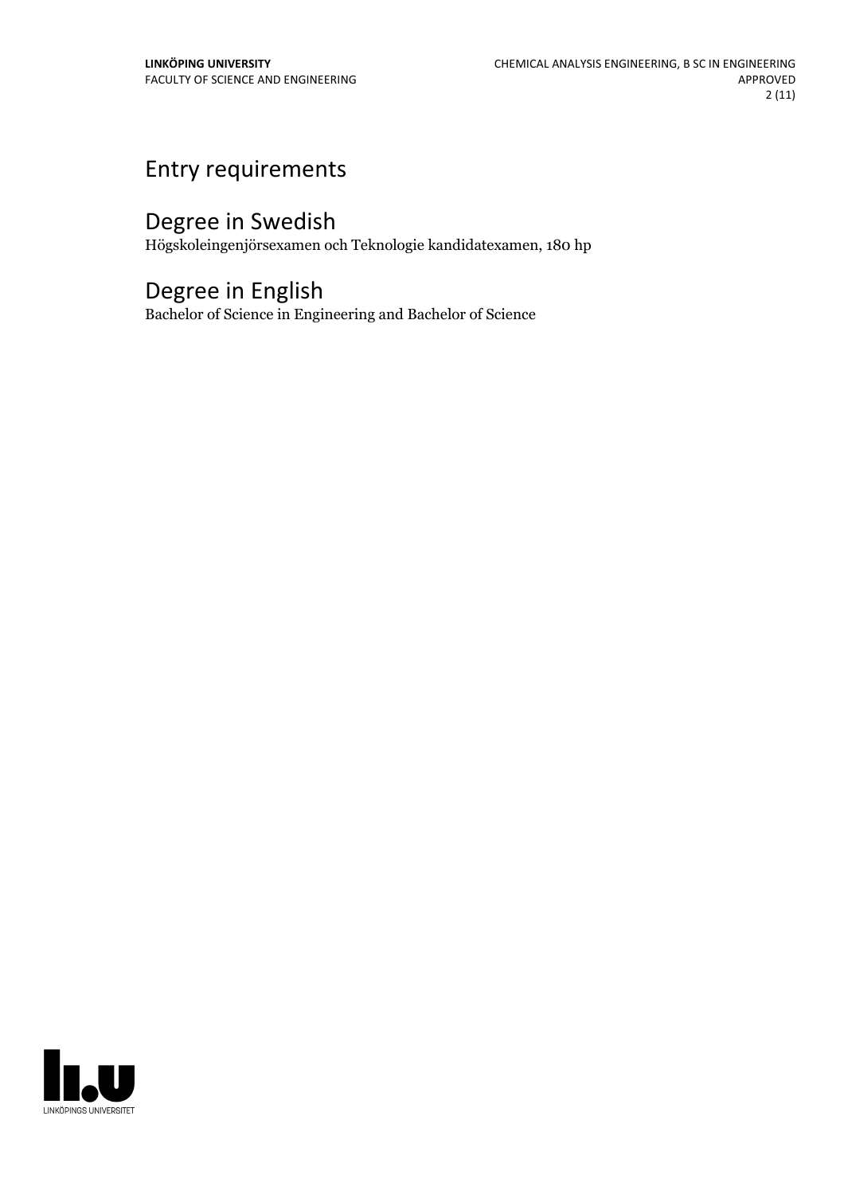# Entry requirements

# Degree in Swedish

Högskoleingenjörsexamen och Teknologie kandidatexamen, 180 hp

# Degree in English

Bachelor of Science in Engineering and Bachelor of Science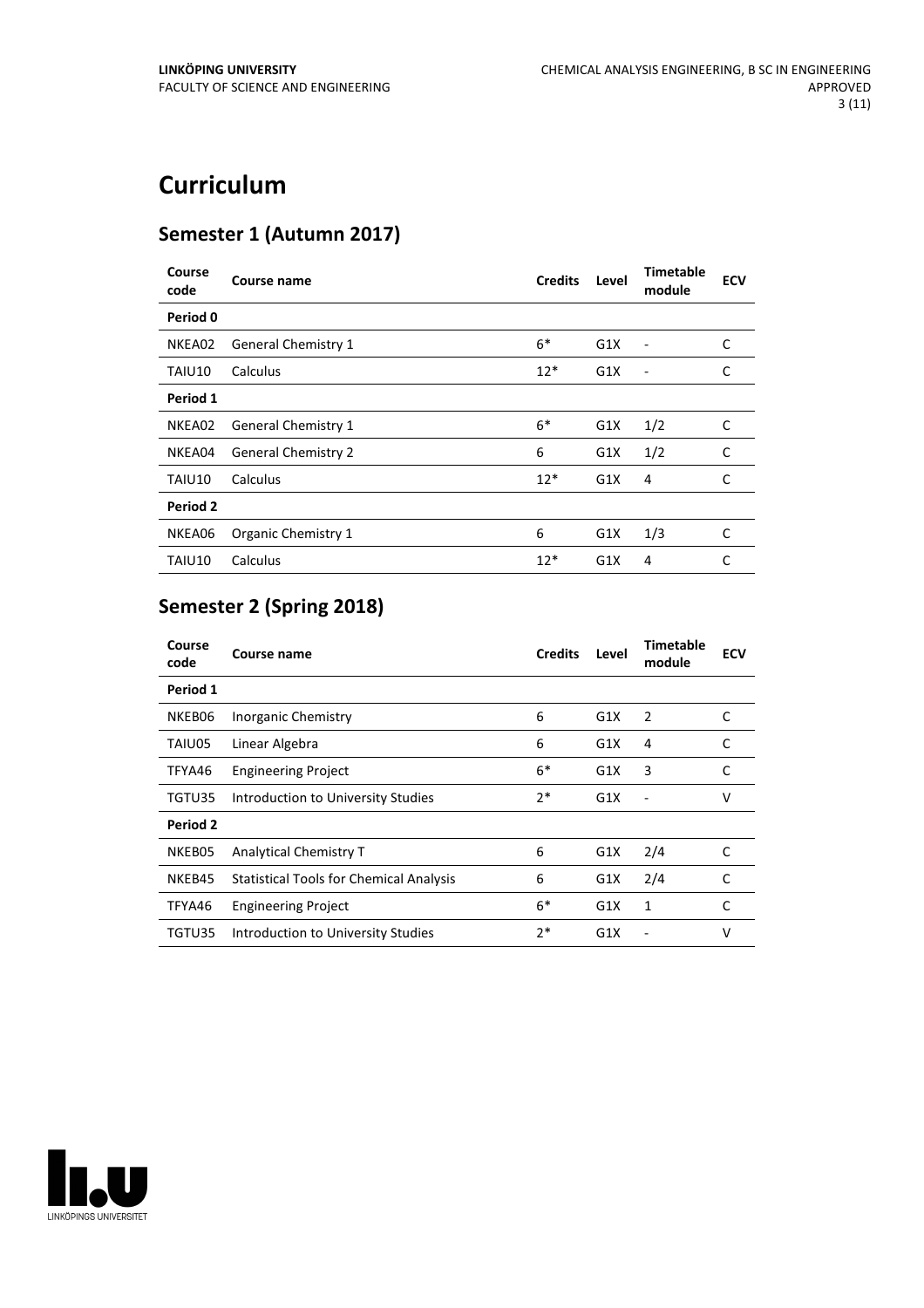# Curriculum

## Semester 1 (Autumn 2017)

| Course code | Course name | Credits | Level | Timetable module | ECV |
|---|---|---|---|---|---|
| **Period 0** | | | | | |
| NKEA02 | General Chemistry 1 | 6* | G1X | - | C |
| TAIU10 | Calculus | 12* | G1X | - | C |
| **Period 1** | | | | | |
| NKEA02 | General Chemistry 1 | 6* | G1X | 1/2 | C |
| NKEA04 | General Chemistry 2 | 6 | G1X | 1/2 | C |
| TAIU10 | Calculus | 12* | G1X | 4 | C |
| **Period 2** | | | | | |
| NKEA06 | Organic Chemistry 1 | 6 | G1X | 1/3 | C |
| TAIU10 | Calculus | 12* | G1X | 4 | C |

## Semester 2 (Spring 2018)

| Course code | Course name | Credits | Level | Timetable module | ECV |
|---|---|---|---|---|---|
| **Period 1** | | | | | |
| NKEB06 | Inorganic Chemistry | 6 | G1X | 2 | C |
| TAIU05 | Linear Algebra | 6 | G1X | 4 | C |
| TFYA46 | Engineering Project | 6* | G1X | 3 | C |
| TGTU35 | Introduction to University Studies | 2* | G1X | - | V |
| **Period 2** | | | | | |
| NKEB05 | Analytical Chemistry T | 6 | G1X | 2/4 | C |
| NKEB45 | Statistical Tools for Chemical Analysis | 6 | G1X | 2/4 | C |
| TFYA46 | Engineering Project | 6* | G1X | 1 | C |
| TGTU35 | Introduction to University Studies | 2* | G1X | - | V |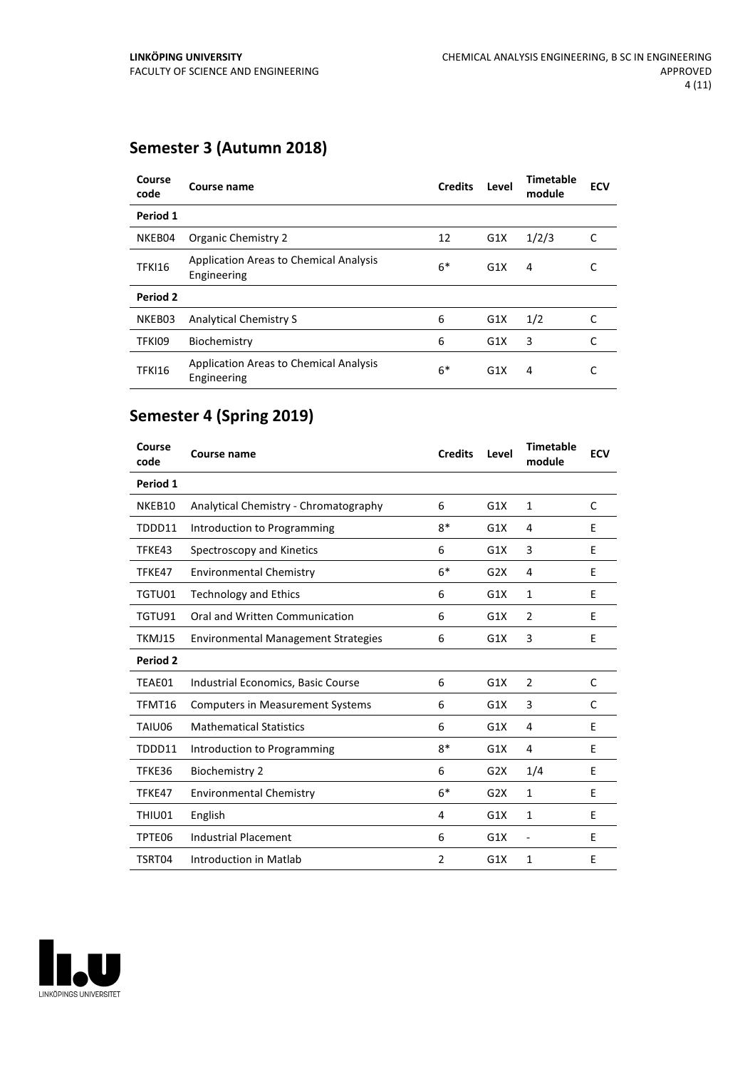## Semester 3 (Autumn 2018)

| Course code | Course name | Credits | Level | Timetable module | ECV |
|---|---|---|---|---|---|
| **Period 1** | | | | | |
| NKEB04 | Organic Chemistry 2 | 12 | G1X | 1/2/3 | C |
| TFKI16 | Application Areas to Chemical Analysis Engineering | 6* | G1X | 4 | C |
| **Period 2** | | | | | |
| NKEB03 | Analytical Chemistry S | 6 | G1X | 1/2 | C |
| TFKI09 | Biochemistry | 6 | G1X | 3 | C |
| TFKI16 | Application Areas to Chemical Analysis Engineering | 6* | G1X | 4 | C |

## Semester 4 (Spring 2019)

| Course code | Course name | Credits | Level | Timetable module | ECV |
|---|---|---|---|---|---|
| **Period 1** | | | | | |
| NKEB10 | Analytical Chemistry - Chromatography | 6 | G1X | 1 | C |
| TDDD11 | Introduction to Programming | 8* | G1X | 4 | E |
| TFKE43 | Spectroscopy and Kinetics | 6 | G1X | 3 | E |
| TFKE47 | Environmental Chemistry | 6* | G2X | 4 | E |
| TGTU01 | Technology and Ethics | 6 | G1X | 1 | E |
| TGTU91 | Oral and Written Communication | 6 | G1X | 2 | E |
| TKMJ15 | Environmental Management Strategies | 6 | G1X | 3 | E |
| **Period 2** | | | | | |
| TEAE01 | Industrial Economics, Basic Course | 6 | G1X | 2 | C |
| TFMT16 | Computers in Measurement Systems | 6 | G1X | 3 | C |
| TAIU06 | Mathematical Statistics | 6 | G1X | 4 | E |
| TDDD11 | Introduction to Programming | 8* | G1X | 4 | E |
| TFKE36 | Biochemistry 2 | 6 | G2X | 1/4 | E |
| TFKE47 | Environmental Chemistry | 6* | G2X | 1 | E |
| THIU01 | English | 4 | G1X | 1 | E |
| TPTE06 | Industrial Placement | 6 | G1X | - | E |
| TSRT04 | Introduction in Matlab | 2 | G1X | 1 | E |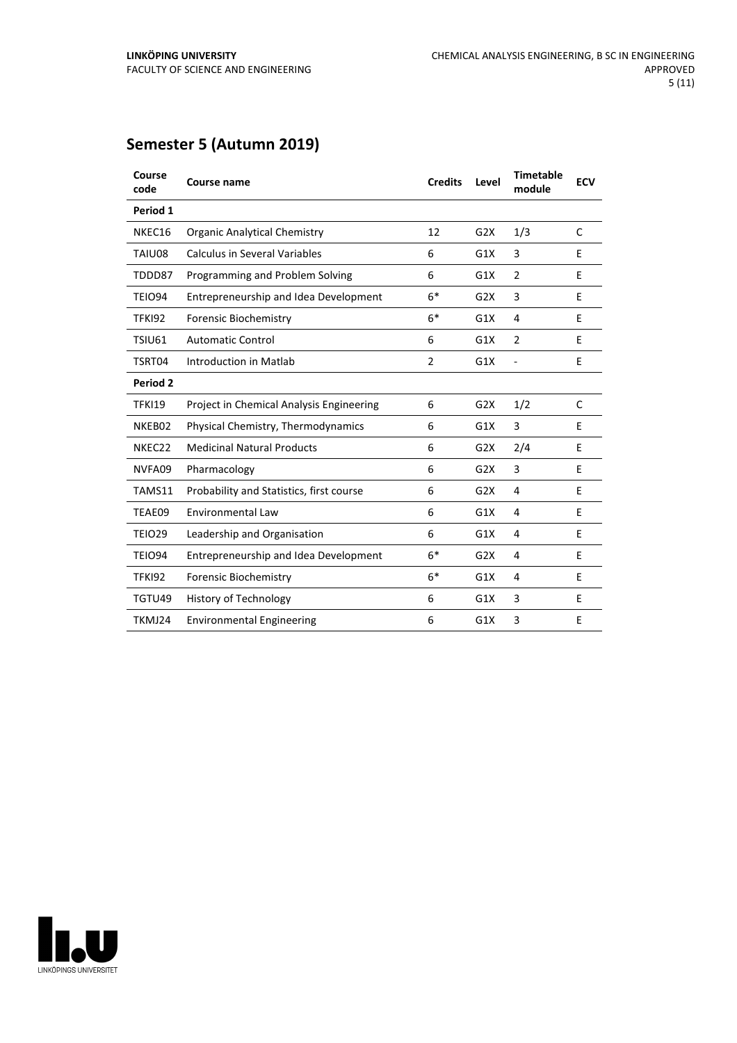## Semester 5 (Autumn 2019)

| Course code | Course name | Credits | Level | Timetable module | ECV |
|---|---|---|---|---|---|
| **Period 1** | | | | | |
| NKEC16 | Organic Analytical Chemistry | 12 | G2X | 1/3 | C |
| TAIU08 | Calculus in Several Variables | 6 | G1X | 3 | E |
| TDDD87 | Programming and Problem Solving | 6 | G1X | 2 | E |
| TEIO94 | Entrepreneurship and Idea Development | 6* | G2X | 3 | E |
| TFKI92 | Forensic Biochemistry | 6* | G1X | 4 | E |
| TSIU61 | Automatic Control | 6 | G1X | 2 | E |
| TSRT04 | Introduction in Matlab | 2 | G1X | - | E |
| **Period 2** | | | | | |
| TFKI19 | Project in Chemical Analysis Engineering | 6 | G2X | 1/2 | C |
| NKEB02 | Physical Chemistry, Thermodynamics | 6 | G1X | 3 | E |
| NKEC22 | Medicinal Natural Products | 6 | G2X | 2/4 | E |
| NVFA09 | Pharmacology | 6 | G2X | 3 | E |
| TAMS11 | Probability and Statistics, first course | 6 | G2X | 4 | E |
| TEAE09 | Environmental Law | 6 | G1X | 4 | E |
| TEIO29 | Leadership and Organisation | 6 | G1X | 4 | E |
| TEIO94 | Entrepreneurship and Idea Development | 6* | G2X | 4 | E |
| TFKI92 | Forensic Biochemistry | 6* | G1X | 4 | E |
| TGTU49 | History of Technology | 6 | G1X | 3 | E |
| TKMJ24 | Environmental Engineering | 6 | G1X | 3 | E |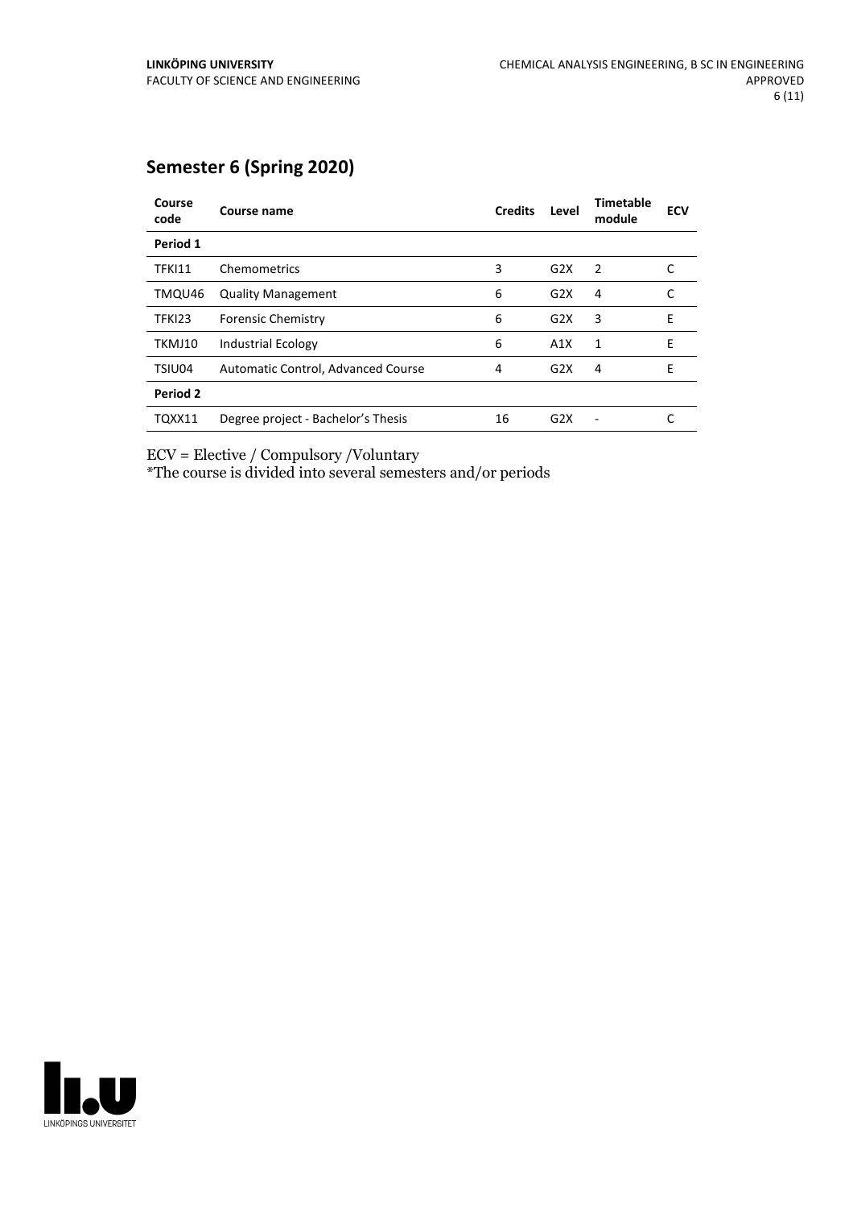## Semester 6 (Spring 2020)

| Course code | Course name | Credits | Level | Timetable module | ECV |
|---|---|---|---|---|---|
| **Period 1** | | | | | |
| TFKI11 | Chemometrics | 3 | G2X | 2 | C |
| TMQU46 | Quality Management | 6 | G2X | 4 | C |
| TFKI23 | Forensic Chemistry | 6 | G2X | 3 | E |
| TKMJ10 | Industrial Ecology | 6 | A1X | 1 | E |
| TSIU04 | Automatic Control, Advanced Course | 4 | G2X | 4 | E |
| **Period 2** | | | | | |
| TQXX11 | Degree project - Bachelor's Thesis | 16 | G2X | - | C |

ECV = Elective / Compulsory /Voluntary

*The course is divided into several semesters and/or periods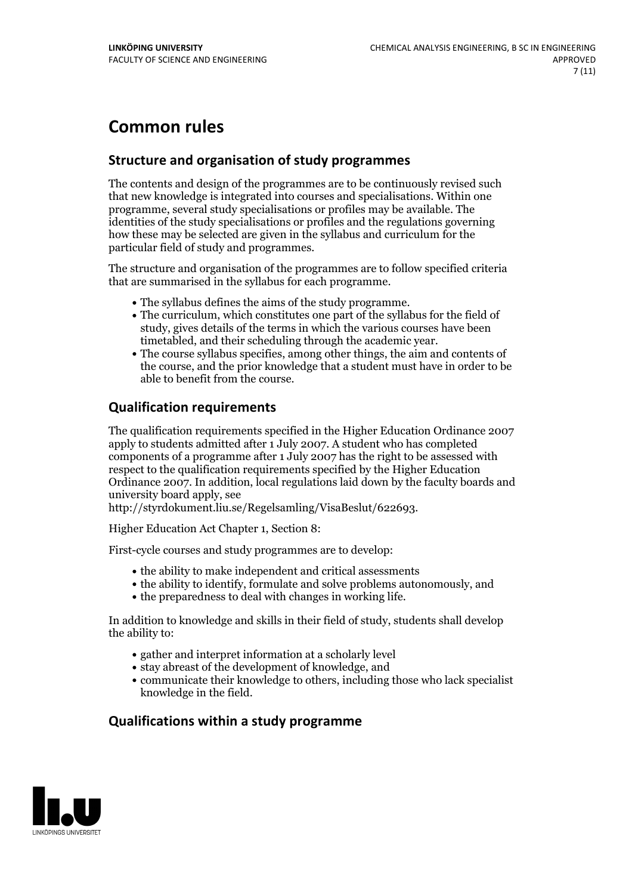# Common rules

## Structure and organisation of study programmes

The contents and design of the programmes are to be continuously revised such that new knowledge is integrated into courses and specialisations. Within one programme, several study specialisations or profiles may be available. The identities of the study specialisations or profiles and the regulations governing how these may be selected are given in the syllabus and curriculum for the particular field of study and programmes.

The structure and organisation of the programmes are to follow specified criteria that are summarised in the syllabus for each programme.

- The syllabus defines the aims of the study programme.
- The curriculum, which constitutes one part of the syllabus for the field of study, gives details of the terms in which the various courses have been timetabled, and their scheduling through the academic year.
- The course syllabus specifies, among other things, the aim and contents of the course, and the prior knowledge that a student must have in order to be able to benefit from the course.

## Qualification requirements

The qualification requirements specified in the Higher Education Ordinance 2007 apply to students admitted after 1 July 2007. A student who has completed components of a programme after 1 July 2007 has the right to be assessed with respect to the qualification requirements specified by the Higher Education Ordinance 2007. In addition, local regulations laid down by the faculty boards and university board apply, see http://styrdokument.liu.se/Regelsamling/VisaBeslut/622693.

Higher Education Act Chapter 1, Section 8:

First-cycle courses and study programmes are to develop:

- the ability to make independent and critical assessments
- the ability to identify, formulate and solve problems autonomously, and
- the preparedness to deal with changes in working life.

In addition to knowledge and skills in their field of study, students shall develop the ability to:

- gather and interpret information at a scholarly level
- stay abreast of the development of knowledge, and
- communicate their knowledge to others, including those who lack specialist knowledge in the field.

## Qualifications within a study programme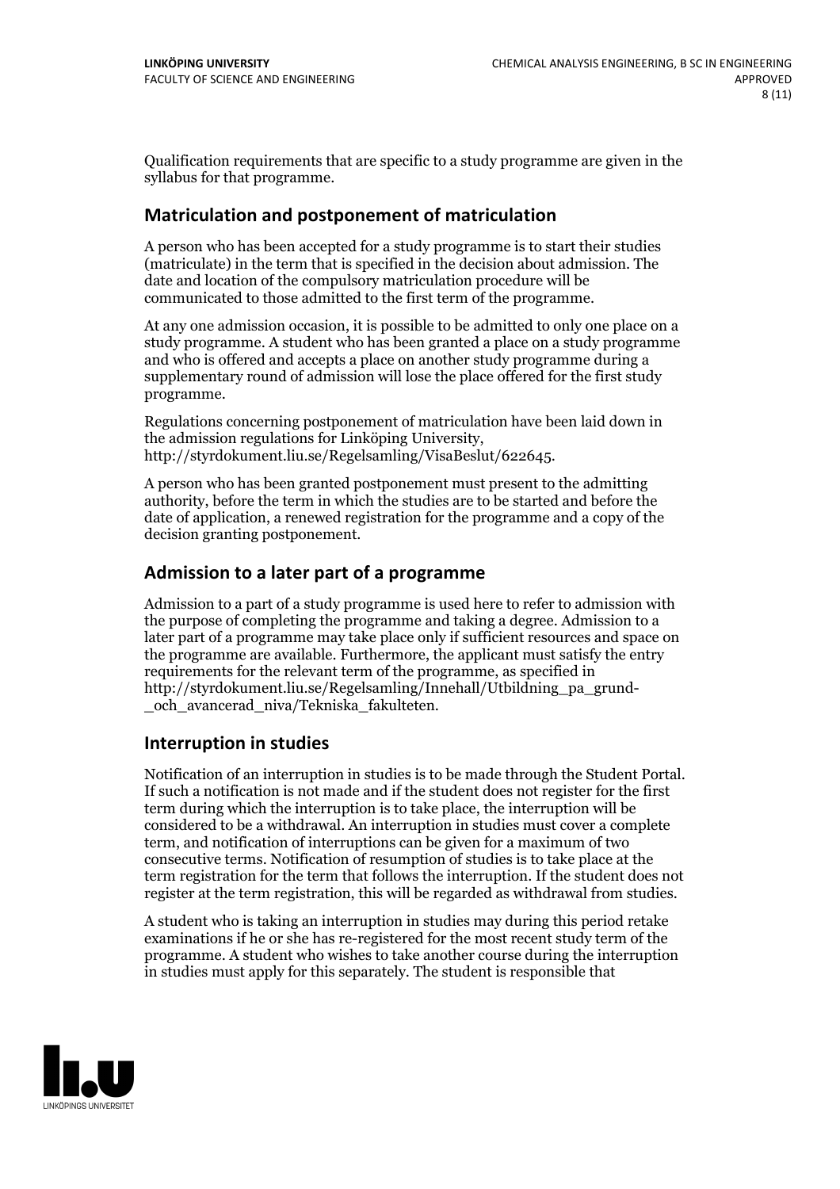Qualification requirements that are specific to a study programme are given in the syllabus for that programme.

## Matriculation and postponement of matriculation

A person who has been accepted for a study programme is to start their studies (matriculate) in the term that is specified in the decision about admission. The date and location of the compulsory matriculation procedure will be communicated to those admitted to the first term of the programme.

At any one admission occasion, it is possible to be admitted to only one place on a study programme. A student who has been granted a place on a study programme and who is offered and accepts a place on another study programme during a supplementary round of admission will lose the place offered for the first study programme.

Regulations concerning postponement of matriculation have been laid down in the admission regulations for Linköping University, http://styrdokument.liu.se/Regelsamling/VisaBeslut/622645.

A person who has been granted postponement must present to the admitting authority, before the term in which the studies are to be started and before the date of application, a renewed registration for the programme and a copy of the decision granting postponement.

## Admission to a later part of a programme

Admission to a part of a study programme is used here to refer to admission with the purpose of completing the programme and taking a degree. Admission to a later part of a programme may take place only if sufficient resources and space on the programme are available. Furthermore, the applicant must satisfy the entry requirements for the relevant term of the programme, as specified in http://styrdokument.liu.se/Regelsamling/Innehall/Utbildning_pa_grund-_och_avancerad_niva/Tekniska_fakulteten.

## Interruption in studies

Notification of an interruption in studies is to be made through the Student Portal. If such a notification is not made and if the student does not register for the first term during which the interruption is to take place, the interruption will be considered to be a withdrawal. An interruption in studies must cover a complete term, and notification of interruptions can be given for a maximum of two consecutive terms. Notification of resumption of studies is to take place at the term registration for the term that follows the interruption. If the student does not register at the term registration, this will be regarded as withdrawal from studies.

A student who is taking an interruption in studies may during this period retake examinations if he or she has re-registered for the most recent study term of the programme. A student who wishes to take another course during the interruption in studies must apply for this separately. The student is responsible that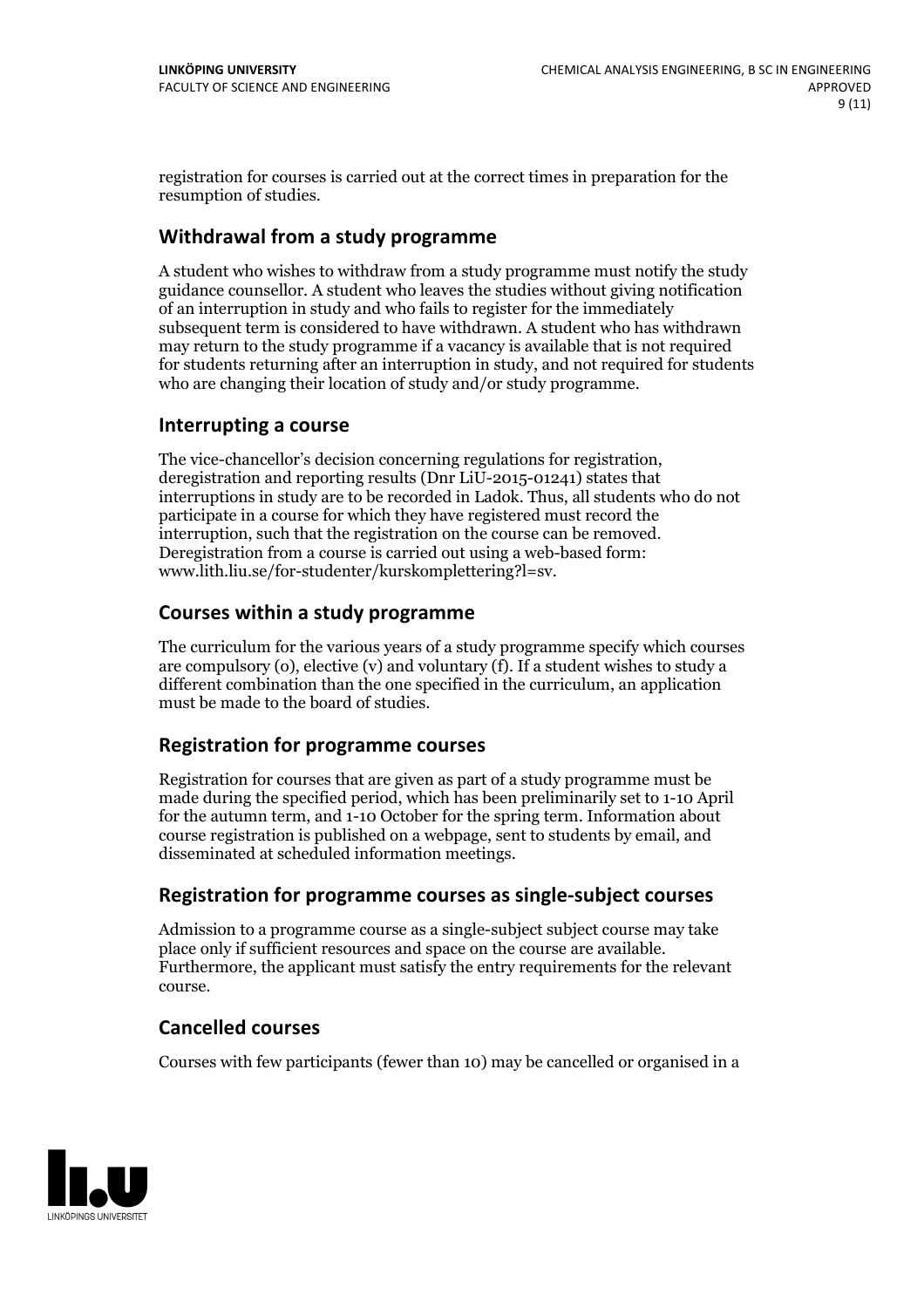registration for courses is carried out at the correct times in preparation for the resumption of studies.

## Withdrawal from a study programme

A student who wishes to withdraw from a study programme must notify the study guidance counsellor. A student who leaves the studies without giving notification of an interruption in study and who fails to register for the immediately subsequent term is considered to have withdrawn. A student who has withdrawn may return to the study programme if a vacancy is available that is not required for students returning after an interruption in study, and not required for students who are changing their location of study and/or study programme.

## Interrupting a course

The vice-chancellor's decision concerning regulations for registration, deregistration and reporting results (Dnr LiU-2015-01241) states that interruptions in study are to be recorded in Ladok. Thus, all students who do not participate in a course for which they have registered must record the interruption, such that the registration on the course can be removed. Deregistration from a course is carried out using a web-based form: www.lith.liu.se/for-studenter/kurskomplettering?l=sv.

## Courses within a study programme

The curriculum for the various years of a study programme specify which courses are compulsory (o), elective (v) and voluntary (f). If a student wishes to study a different combination than the one specified in the curriculum, an application must be made to the board of studies.

## Registration for programme courses

Registration for courses that are given as part of a study programme must be made during the specified period, which has been preliminarily set to 1-10 April for the autumn term, and 1-10 October for the spring term. Information about course registration is published on a webpage, sent to students by email, and disseminated at scheduled information meetings.

## Registration for programme courses as single-subject courses

Admission to a programme course as a single-subject subject course may take place only if sufficient resources and space on the course are available. Furthermore, the applicant must satisfy the entry requirements for the relevant course.

## Cancelled courses

Courses with few participants (fewer than 10) may be cancelled or organised in a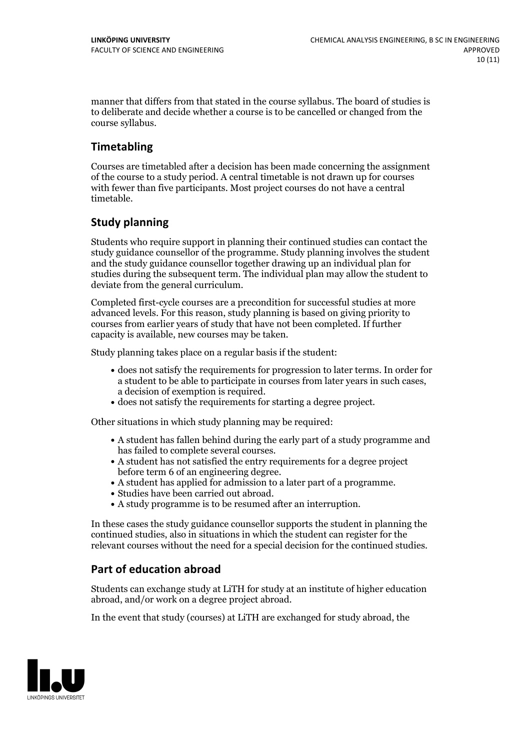manner that differs from that stated in the course syllabus. The board of studies is to deliberate and decide whether a course is to be cancelled or changed from the course syllabus.

## Timetabling

Courses are timetabled after a decision has been made concerning the assignment of the course to a study period. A central timetable is not drawn up for courses with fewer than five participants. Most project courses do not have a central timetable.

## Study planning

Students who require support in planning their continued studies can contact the study guidance counsellor of the programme. Study planning involves the student and the study guidance counsellor together drawing up an individual plan for studies during the subsequent term. The individual plan may allow the student to deviate from the general curriculum.

Completed first-cycle courses are a precondition for successful studies at more advanced levels. For this reason, study planning is based on giving priority to courses from earlier years of study that have not been completed. If further capacity is available, new courses may be taken.

Study planning takes place on a regular basis if the student:

- does not satisfy the requirements for progression to later terms. In order for a student to be able to participate in courses from later years in such cases, a decision of exemption is required.
- does not satisfy the requirements for starting a degree project.

Other situations in which study planning may be required:

- A student has fallen behind during the early part of a study programme and has failed to complete several courses.
- A student has not satisfied the entry requirements for a degree project before term 6 of an engineering degree.
- A student has applied for admission to a later part of a programme.
- Studies have been carried out abroad.
- A study programme is to be resumed after an interruption.

In these cases the study guidance counsellor supports the student in planning the continued studies, also in situations in which the student can register for the relevant courses without the need for a special decision for the continued studies.

## Part of education abroad

Students can exchange study at LiTH for study at an institute of higher education abroad, and/or work on a degree project abroad.

In the event that study (courses) at LiTH are exchanged for study abroad, the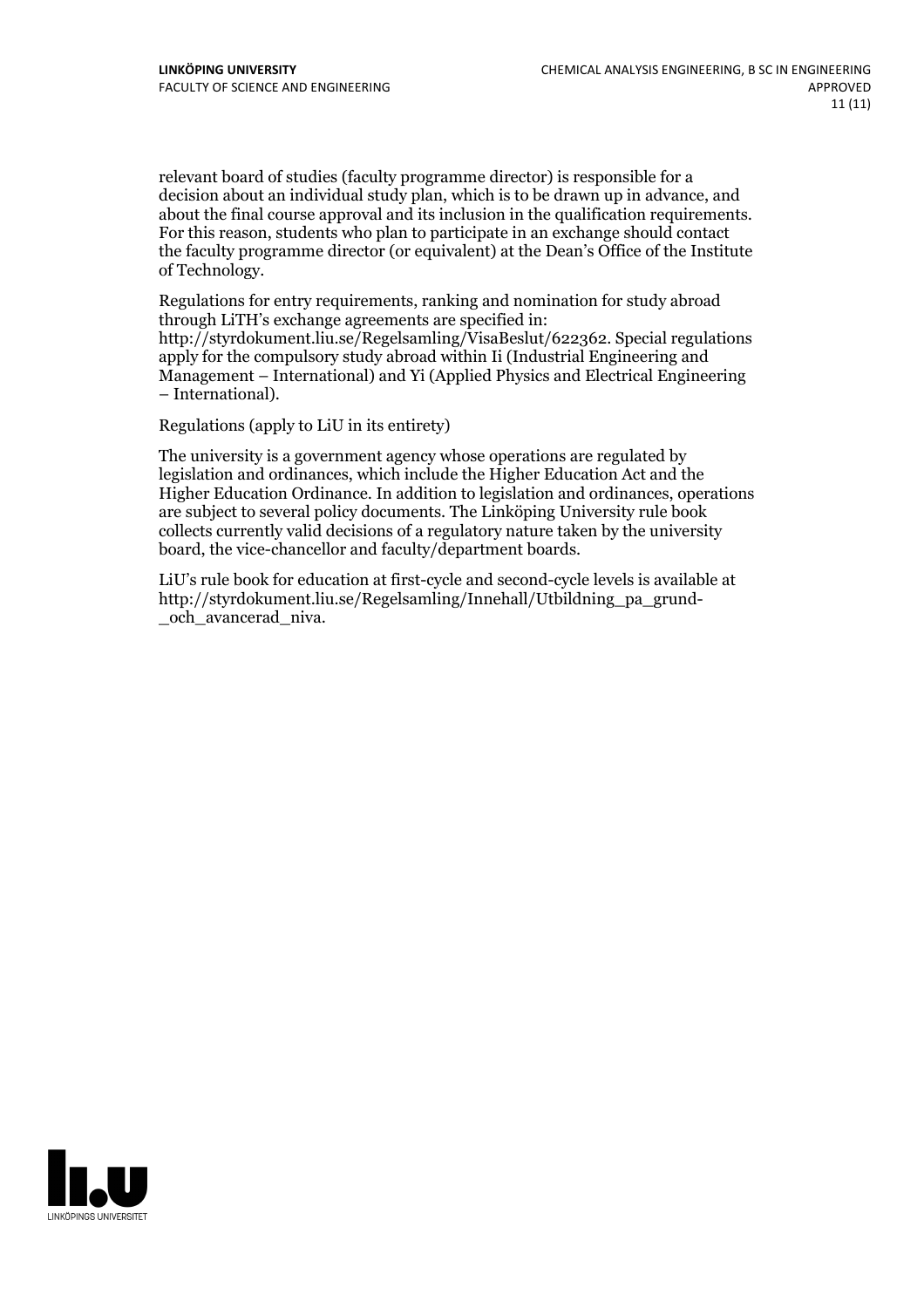relevant board of studies (faculty programme director) is responsible for a decision about an individual study plan, which is to be drawn up in advance, and about the final course approval and its inclusion in the qualification requirements. For this reason, students who plan to participate in an exchange should contact the faculty programme director (or equivalent) at the Dean's Office of the Institute of Technology.

Regulations for entry requirements, ranking and nomination for study abroad through LiTH's exchange agreements are specified in: http://styrdokument.liu.se/Regelsamling/VisaBeslut/622362. Special regulations apply for the compulsory study abroad within Ii (Industrial Engineering and Management – International) and Yi (Applied Physics and Electrical Engineering – International).

Regulations (apply to LiU in its entirety)

The university is a government agency whose operations are regulated by legislation and ordinances, which include the Higher Education Act and the Higher Education Ordinance. In addition to legislation and ordinances, operations are subject to several policy documents. The Linköping University rule book collects currently valid decisions of a regulatory nature taken by the university board, the vice-chancellor and faculty/department boards.

LiU's rule book for education at first-cycle and second-cycle levels is available at http://styrdokument.liu.se/Regelsamling/Innehall/Utbildning_pa_grund-_och_avancerad_niva.